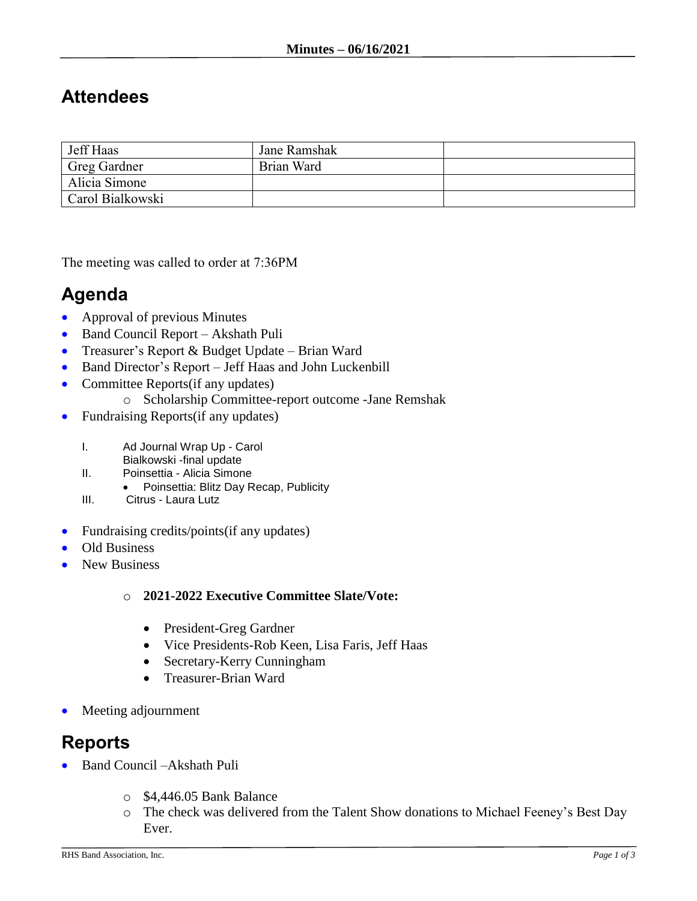**Minutes – 06/16/2021**

## Attendees

| Jeff Haas | Jane Ramshak | |
|---|---|---|
| Greg Gardner | Brian Ward | |
| Alicia Simone | | |
| Carol Bialkowski | | |

The meeting was called to order at 7:36PM

## Agenda

- Approval of previous Minutes
- Band Council Report – Akshath Puli
- Treasurer's Report & Budget Update – Brian Ward
- Band Director's Report – Jeff Haas and John Luckenbill
- Committee Reports(if any updates)
  - Scholarship Committee-report outcome -Jane Remshak
- Fundraising Reports(if any updates)

  I. Ad Journal Wrap Up - Carol Bialkowski -final update
  II. Poinsettia - Alicia Simone
     - Poinsettia: Blitz Day Recap, Publicity
  III. Citrus - Laura Lutz

- Fundraising credits/points(if any updates)
- Old Business
- New Business
  - **2021-2022 Executive Committee Slate/Vote:**
    - President-Greg Gardner
    - Vice Presidents-Rob Keen, Lisa Faris, Jeff Haas
    - Secretary-Kerry Cunningham
    - Treasurer-Brian Ward
- Meeting adjournment

## Reports

- Band Council –Akshath Puli
  - $4,446.05 Bank Balance
  - The check was delivered from the Talent Show donations to Michael Feeney's Best Day Ever.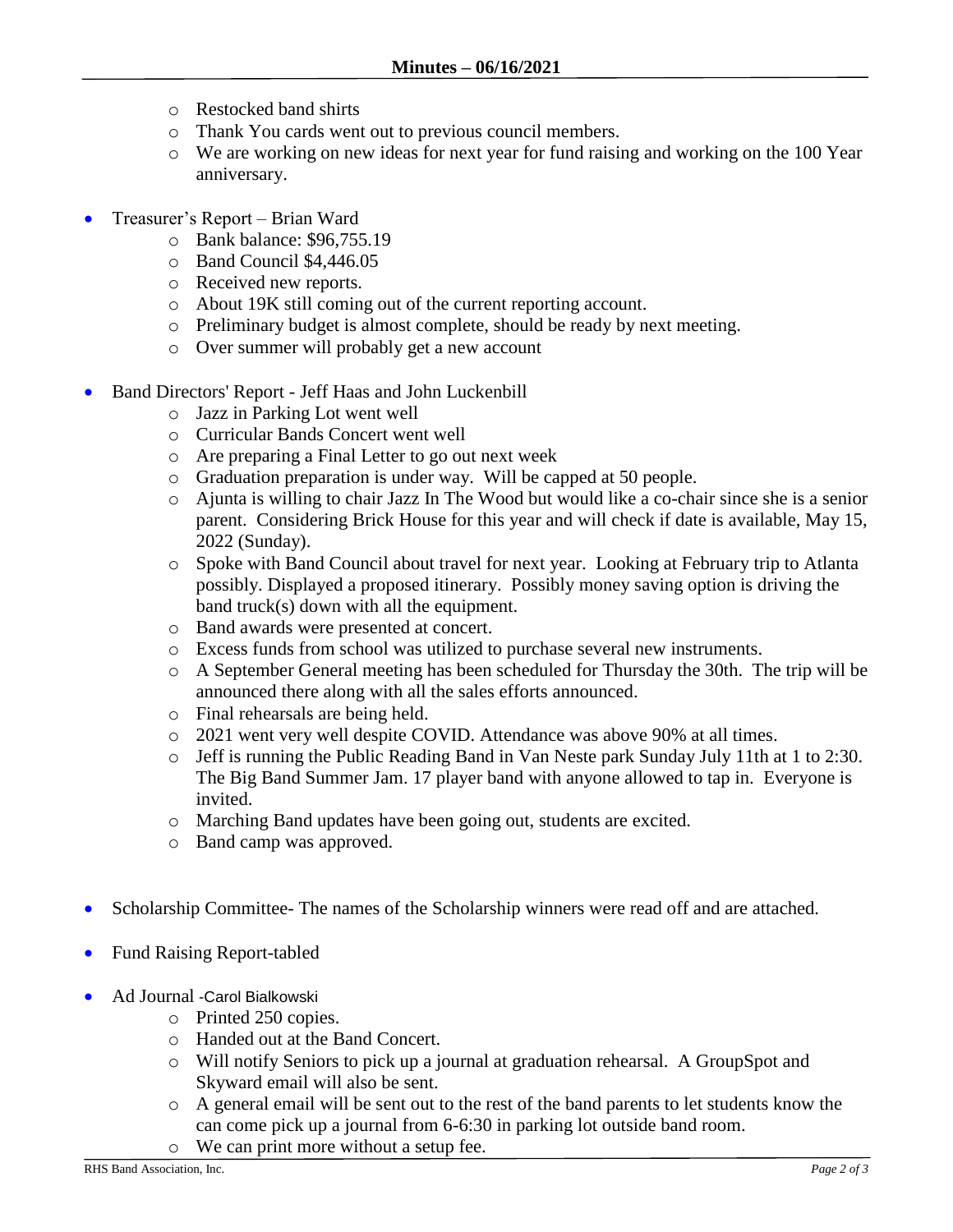- Restocked band shirts
- Thank You cards went out to previous council members.
- We are working on new ideas for next year for fund raising and working on the 100 Year anniversary.

- Treasurer's Report – Brian Ward
  - Bank balance: $96,755.19
  - Band Council $4,446.05
  - Received new reports.
  - About 19K still coming out of the current reporting account.
  - Preliminary budget is almost complete, should be ready by next meeting.
  - Over summer will probably get a new account

- Band Directors' Report - Jeff Haas and John Luckenbill
  - Jazz in Parking Lot went well
  - Curricular Bands Concert went well
  - Are preparing a Final Letter to go out next week
  - Graduation preparation is under way. Will be capped at 50 people.
  - Ajunta is willing to chair Jazz In The Wood but would like a co-chair since she is a senior parent. Considering Brick House for this year and will check if date is available, May 15, 2022 (Sunday).
  - Spoke with Band Council about travel for next year. Looking at February trip to Atlanta possibly. Displayed a proposed itinerary. Possibly money saving option is driving the band truck(s) down with all the equipment.
  - Band awards were presented at concert.
  - Excess funds from school was utilized to purchase several new instruments.
  - A September General meeting has been scheduled for Thursday the 30th. The trip will be announced there along with all the sales efforts announced.
  - Final rehearsals are being held.
  - 2021 went very well despite COVID. Attendance was above 90% at all times.
  - Jeff is running the Public Reading Band in Van Neste park Sunday July 11th at 1 to 2:30. The Big Band Summer Jam. 17 player band with anyone allowed to tap in. Everyone is invited.
  - Marching Band updates have been going out, students are excited.
  - Band camp was approved.

- Scholarship Committee- The names of the Scholarship winners were read off and are attached.

- Fund Raising Report-tabled

- Ad Journal -Carol Bialkowski
  - Printed 250 copies.
  - Handed out at the Band Concert.
  - Will notify Seniors to pick up a journal at graduation rehearsal. A GroupSpot and Skyward email will also be sent.
  - A general email will be sent out to the rest of the band parents to let students know the can come pick up a journal from 6-6:30 in parking lot outside band room.
  - We can print more without a setup fee.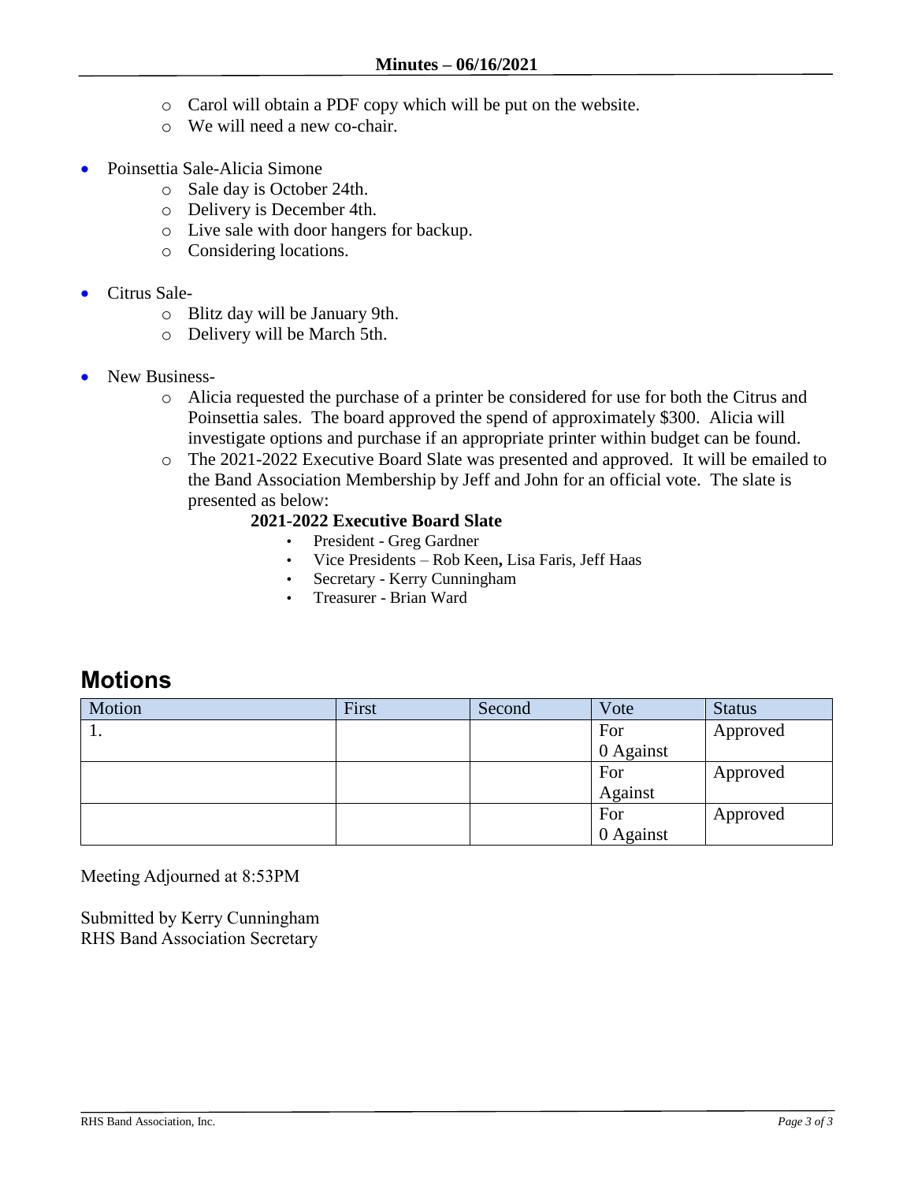- Carol will obtain a PDF copy which will be put on the website.
- We will need a new co-chair.

- Poinsettia Sale-Alicia Simone
  - Sale day is October 24th.
  - Delivery is December 4th.
  - Live sale with door hangers for backup.
  - Considering locations.

- Citrus Sale-
  - Blitz day will be January 9th.
  - Delivery will be March 5th.

- New Business-
  - Alicia requested the purchase of a printer be considered for use for both the Citrus and Poinsettia sales. The board approved the spend of approximately $300. Alicia will investigate options and purchase if an appropriate printer within budget can be found.
  - The 2021-2022 Executive Board Slate was presented and approved. It will be emailed to the Band Association Membership by Jeff and John for an official vote. The slate is presented as below:

    **2021-2022 Executive Board Slate**

    - President - Greg Gardner
    - Vice Presidents – Rob Keen**,** Lisa Faris, Jeff Haas
    - Secretary - Kerry Cunningham
    - Treasurer - Brian Ward

## Motions

| Motion | First | Second | Vote | Status |
|---|---|---|---|---|
| 1. | | | For<br>0 Against | Approved |
| | | | For<br>Against | Approved |
| | | | For<br>0 Against | Approved |

Meeting Adjourned at 8:53PM

Submitted by Kerry Cunningham
RHS Band Association Secretary